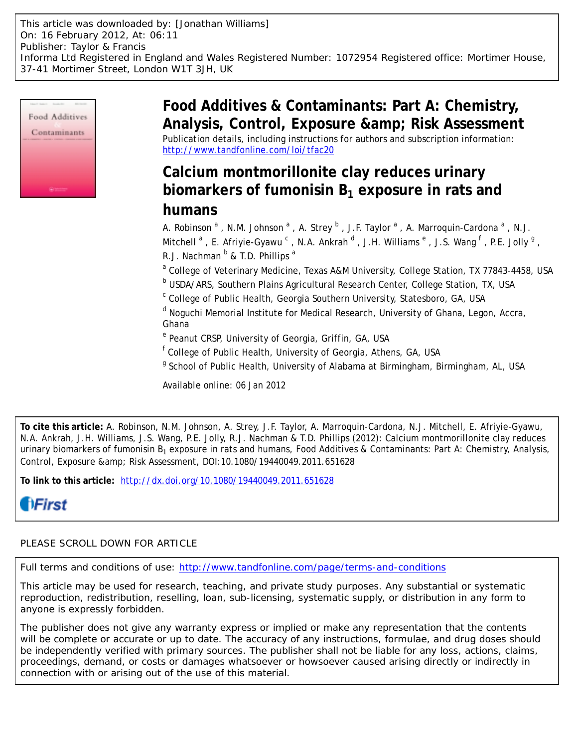This article was downloaded by: [Jonathan Williams]
On: 16 February 2012, At: 06:11
Publisher: Taylor & Francis
Informa Ltd Registered in England and Wales Registered Number: 1072954 Registered office: Mortimer House, 37-41 Mortimer Street, London W1T 3JH, UK

# Food Additives & Contaminants: Part A: Chemistry, Analysis, Control, Exposure &amp; Risk Assessment

Publication details, including instructions for authors and subscription information:
http://www.tandfonline.com/loi/tfac20

## Calcium montmorillonite clay reduces urinary biomarkers of fumonisin $B_1$ exposure in rats and humans

A. Robinson [a], N.M. Johnson [a], A. Strey [b], J.F. Taylor [a], A. Marroquin-Cardona [a], N.J. Mitchell [a], E. Afriyie-Gyawu [c], N.A. Ankrah [d], J.H. Williams [e], J.S. Wang [f], P.E. Jolly [g], R.J. Nachman [b] & T.D. Phillips [a]

[a] College of Veterinary Medicine, Texas A&M University, College Station, TX 77843-4458, USA

[b] USDA/ARS, Southern Plains Agricultural Research Center, College Station, TX, USA

[c] College of Public Health, Georgia Southern University, Statesboro, GA, USA

[d] Noguchi Memorial Institute for Medical Research, University of Ghana, Legon, Accra, Ghana

[e] Peanut CRSP, University of Georgia, Griffin, GA, USA

[f] College of Public Health, University of Georgia, Athens, GA, USA

[g] School of Public Health, University of Alabama at Birmingham, Birmingham, AL, USA

Available online: 06 Jan 2012

**To cite this article:** A. Robinson, N.M. Johnson, A. Strey, J.F. Taylor, A. Marroquin-Cardona, N.J. Mitchell, E. Afriyie-Gyawu, N.A. Ankrah, J.H. Williams, J.S. Wang, P.E. Jolly, R.J. Nachman & T.D. Phillips (2012): Calcium montmorillonite clay reduces urinary biomarkers of fumonisin $B_1$ exposure in rats and humans, Food Additives & Contaminants: Part A: Chemistry, Analysis, Control, Exposure &amp; Risk Assessment, DOI:10.1080/19440049.2011.651628

**To link to this article:** http://dx.doi.org/10.1080/19440049.2011.651628

iFirst

PLEASE SCROLL DOWN FOR ARTICLE

Full terms and conditions of use: http://www.tandfonline.com/page/terms-and-conditions

This article may be used for research, teaching, and private study purposes. Any substantial or systematic reproduction, redistribution, reselling, loan, sub-licensing, systematic supply, or distribution in any form to anyone is expressly forbidden.

The publisher does not give any warranty express or implied or make any representation that the contents will be complete or accurate or up to date. The accuracy of any instructions, formulae, and drug doses should be independently verified with primary sources. The publisher shall not be liable for any loss, actions, claims, proceedings, demand, or costs or damages whatsoever or howsoever caused arising directly or indirectly in connection with or arising out of the use of this material.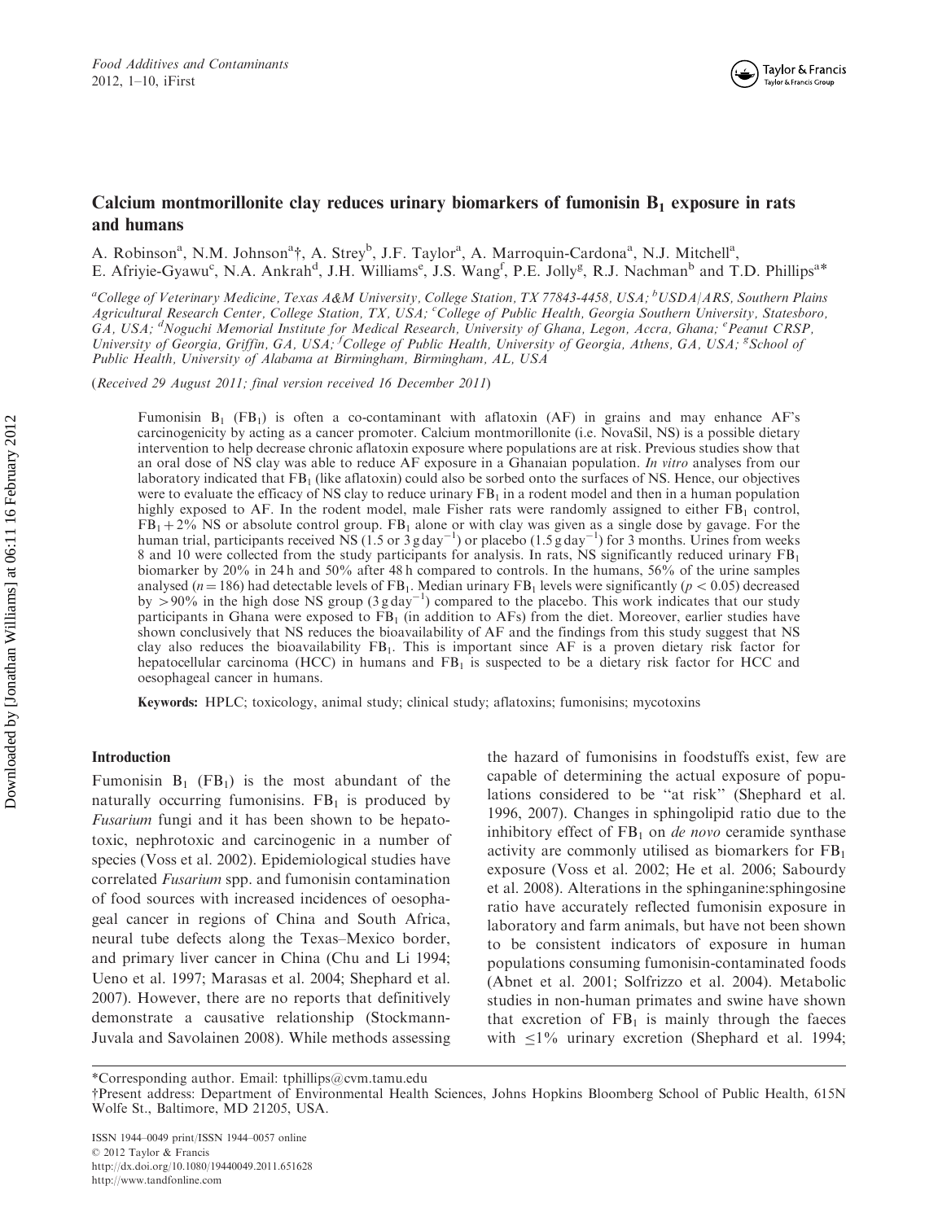# Calcium montmorillonite clay reduces urinary biomarkers of fumonisin $B_1$ exposure in rats and humans

A. Robinson[a], N.M. Johnson[a]†, A. Strey[b], J.F. Taylor[a], A. Marroquin-Cardona[a], N.J. Mitchell[a], E. Afriyie-Gyawu[c], N.A. Ankrah[d], J.H. Williams[e], J.S. Wang[f], P.E. Jolly[g], R.J. Nachman[b] and T.D. Phillips[a]*

[a]*College of Veterinary Medicine, Texas A&M University, College Station, TX 77843-4458, USA;* [b]*USDA/ARS, Southern Plains Agricultural Research Center, College Station, TX, USA;* [c]*College of Public Health, Georgia Southern University, Statesboro, GA, USA;* [d]*Noguchi Memorial Institute for Medical Research, University of Ghana, Legon, Accra, Ghana;* [e]*Peanut CRSP, University of Georgia, Griffin, GA, USA;* [f]*College of Public Health, University of Georgia, Athens, GA, USA;* [g]*School of Public Health, University of Alabama at Birmingham, Birmingham, AL, USA*

(*Received 29 August 2011; final version received 16 December 2011*)

Fumonisin $B_1$ ($FB_1$) is often a co-contaminant with aflatoxin (AF) in grains and may enhance AF's carcinogenicity by acting as a cancer promoter. Calcium montmorillonite (i.e. NovaSil, NS) is a possible dietary intervention to help decrease chronic aflatoxin exposure where populations are at risk. Previous studies show that an oral dose of NS clay was able to reduce AF exposure in a Ghanaian population. *In vitro* analyses from our laboratory indicated that $FB_1$ (like aflatoxin) could also be sorbed onto the surfaces of NS. Hence, our objectives were to evaluate the efficacy of NS clay to reduce urinary $FB_1$ in a rodent model and then in a human population highly exposed to AF. In the rodent model, male Fisher rats were randomly assigned to either $FB_1$ control, $FB_1 + 2\%$ NS or absolute control group. $FB_1$ alone or with clay was given as a single dose by gavage. For the human trial, participants received NS (1.5 or 3 g $day^{-1}$) or placebo (1.5 g $day^{-1}$) for 3 months. Urines from weeks 8 and 10 were collected from the study participants for analysis. In rats, NS significantly reduced urinary $FB_1$ biomarker by 20% in 24 h and 50% after 48 h compared to controls. In the humans, 56% of the urine samples analysed ($n = 186$) had detectable levels of $FB_1$. Median urinary $FB_1$ levels were significantly ($p < 0.05$) decreased by $>90\%$ in the high dose NS group (3 g $day^{-1}$) compared to the placebo. This work indicates that our study participants in Ghana were exposed to $FB_1$ (in addition to AFs) from the diet. Moreover, earlier studies have shown conclusively that NS reduces the bioavailability of AF and the findings from this study suggest that NS clay also reduces the bioavailability $FB_1$. This is important since AF is a proven dietary risk factor for hepatocellular carcinoma (HCC) in humans and $FB_1$ is suspected to be a dietary risk factor for HCC and oesophageal cancer in humans.

**Keywords:** HPLC; toxicology, animal study; clinical study; aflatoxins; fumonisins; mycotoxins

## Introduction

Fumonisin $B_1$ ($FB_1$) is the most abundant of the naturally occurring fumonisins. $FB_1$ is produced by *Fusarium* fungi and it has been shown to be hepatotoxic, nephrotoxic and carcinogenic in a number of species (Voss et al. 2002). Epidemiological studies have correlated *Fusarium* spp. and fumonisin contamination of food sources with increased incidences of oesophageal cancer in regions of China and South Africa, neural tube defects along the Texas–Mexico border, and primary liver cancer in China (Chu and Li 1994; Ueno et al. 1997; Marasas et al. 2004; Shephard et al. 2007). However, there are no reports that definitively demonstrate a causative relationship (Stockmann-Juvala and Savolainen 2008). While methods assessing the hazard of fumonisins in foodstuffs exist, few are capable of determining the actual exposure of populations considered to be "at risk" (Shephard et al. 1996, 2007). Changes in sphingolipid ratio due to the inhibitory effect of $FB_1$ on *de novo* ceramide synthase activity are commonly utilised as biomarkers for $FB_1$ exposure (Voss et al. 2002; He et al. 2006; Sabourdy et al. 2008). Alterations in the sphinganine:sphingosine ratio have accurately reflected fumonisin exposure in laboratory and farm animals, but have not been shown to be consistent indicators of exposure in human populations consuming fumonisin-contaminated foods (Abnet et al. 2001; Solfrizzo et al. 2004). Metabolic studies in non-human primates and swine have shown that excretion of $FB_1$ is mainly through the faeces with $\leq 1\%$ urinary excretion (Shephard et al. 1994;

*Corresponding author. Email: tphillips@cvm.tamu.edu

†Present address: Department of Environmental Health Sciences, Johns Hopkins Bloomberg School of Public Health, 615N Wolfe St., Baltimore, MD 21205, USA.

ISSN 1944–0049 print/ISSN 1944–0057 online
© 2012 Taylor & Francis
http://dx.doi.org/10.1080/19440049.2011.651628
http://www.tandfonline.com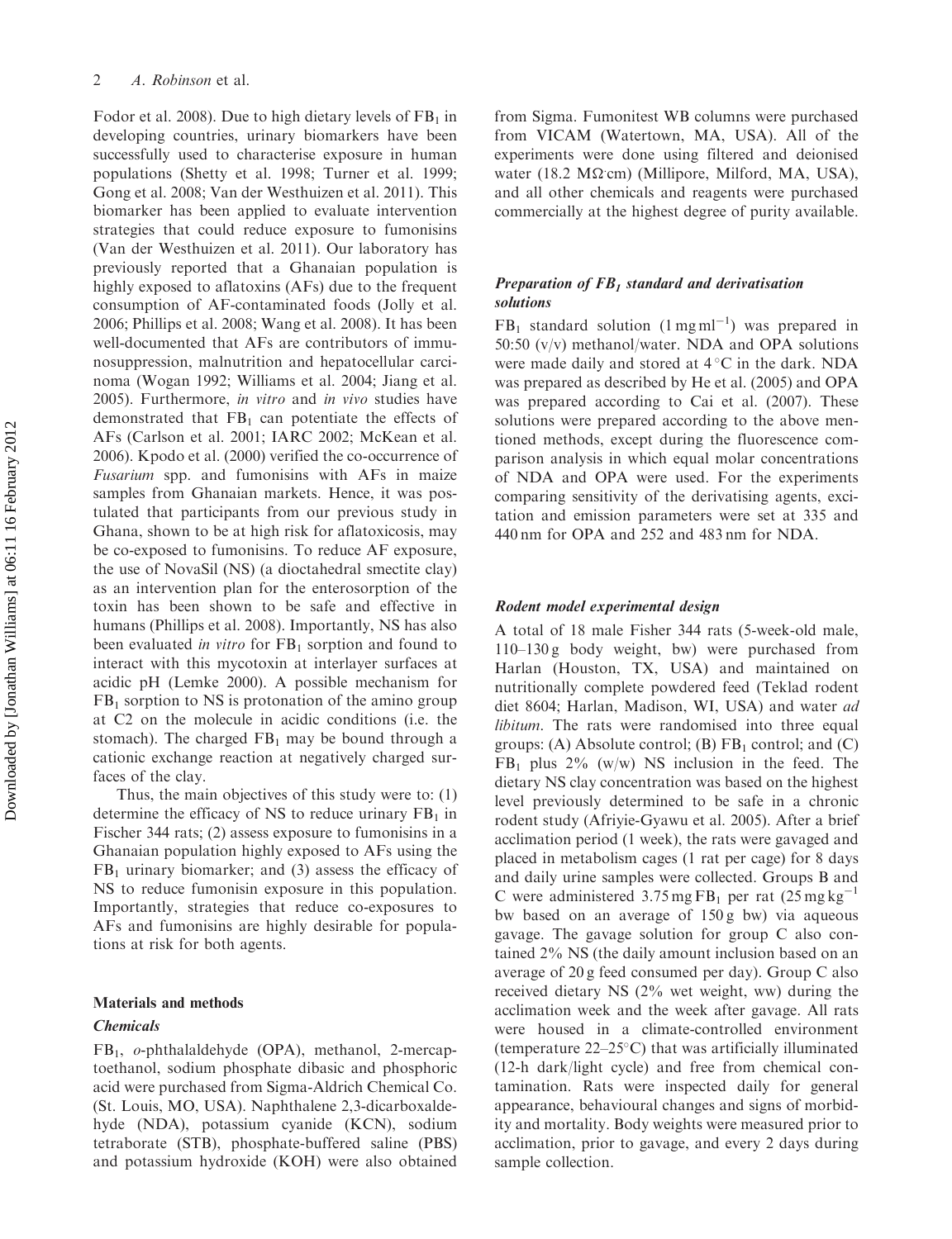Fodor et al. 2008). Due to high dietary levels of $FB_1$ in developing countries, urinary biomarkers have been successfully used to characterise exposure in human populations (Shetty et al. 1998; Turner et al. 1999; Gong et al. 2008; Van der Westhuizen et al. 2011). This biomarker has been applied to evaluate intervention strategies that could reduce exposure to fumonisins (Van der Westhuizen et al. 2011). Our laboratory has previously reported that a Ghanaian population is highly exposed to aflatoxins (AFs) due to the frequent consumption of AF-contaminated foods (Jolly et al. 2006; Phillips et al. 2008; Wang et al. 2008). It has been well-documented that AFs are contributors of immunosuppression, malnutrition and hepatocellular carcinoma (Wogan 1992; Williams et al. 2004; Jiang et al. 2005). Furthermore, *in vitro* and *in vivo* studies have demonstrated that $FB_1$ can potentiate the effects of AFs (Carlson et al. 2001; IARC 2002; McKean et al. 2006). Kpodo et al. (2000) verified the co-occurrence of *Fusarium* spp. and fumonisins with AFs in maize samples from Ghanaian markets. Hence, it was postulated that participants from our previous study in Ghana, shown to be at high risk for aflatoxicosis, may be co-exposed to fumonisins. To reduce AF exposure, the use of NovaSil (NS) (a dioctahedral smectite clay) as an intervention plan for the enterosorption of the toxin has been shown to be safe and effective in humans (Phillips et al. 2008). Importantly, NS has also been evaluated *in vitro* for $FB_1$ sorption and found to interact with this mycotoxin at interlayer surfaces at acidic pH (Lemke 2000). A possible mechanism for $FB_1$ sorption to NS is protonation of the amino group at C2 on the molecule in acidic conditions (i.e. the stomach). The charged $FB_1$ may be bound through a cationic exchange reaction at negatively charged surfaces of the clay.

Thus, the main objectives of this study were to: (1) determine the efficacy of NS to reduce urinary $FB_1$ in Fischer 344 rats; (2) assess exposure to fumonisins in a Ghanaian population highly exposed to AFs using the $FB_1$ urinary biomarker; and (3) assess the efficacy of NS to reduce fumonisin exposure in this population. Importantly, strategies that reduce co-exposures to AFs and fumonisins are highly desirable for populations at risk for both agents.

## Materials and methods

### Chemicals

$FB_1$, *o*-phthalaldehyde (OPA), methanol, 2-mercaptoethanol, sodium phosphate dibasic and phosphoric acid were purchased from Sigma-Aldrich Chemical Co. (St. Louis, MO, USA). Naphthalene 2,3-dicarboxaldehyde (NDA), potassium cyanide (KCN), sodium tetraborate (STB), phosphate-buffered saline (PBS) and potassium hydroxide (KOH) were also obtained from Sigma. Fumonitest WB columns were purchased from VICAM (Watertown, MA, USA). All of the experiments were done using filtered and deionised water (18.2 MΩ·cm) (Millipore, Milford, MA, USA), and all other chemicals and reagents were purchased commercially at the highest degree of purity available.

### Preparation of $FB_1$ standard and derivatisation solutions

$FB_1$ standard solution ($1\ mg\ ml^{-1}$) was prepared in 50:50 (v/v) methanol/water. NDA and OPA solutions were made daily and stored at 4 °C in the dark. NDA was prepared as described by He et al. (2005) and OPA was prepared according to Cai et al. (2007). These solutions were prepared according to the above mentioned methods, except during the fluorescence comparison analysis in which equal molar concentrations of NDA and OPA were used. For the experiments comparing sensitivity of the derivatising agents, excitation and emission parameters were set at 335 and 440 nm for OPA and 252 and 483 nm for NDA.

### Rodent model experimental design

A total of 18 male Fisher 344 rats (5-week-old male, 110–130 g body weight, bw) were purchased from Harlan (Houston, TX, USA) and maintained on nutritionally complete powdered feed (Teklad rodent diet 8604; Harlan, Madison, WI, USA) and water *ad libitum*. The rats were randomised into three equal groups: (A) Absolute control; (B) $FB_1$ control; and (C) $FB_1$ plus 2% (w/w) NS inclusion in the feed. The dietary NS clay concentration was based on the highest level previously determined to be safe in a chronic rodent study (Afriyie-Gyawu et al. 2005). After a brief acclimation period (1 week), the rats were gavaged and placed in metabolism cages (1 rat per cage) for 8 days and daily urine samples were collected. Groups B and C were administered 3.75 mg $FB_1$ per rat ($25\ mg\ kg^{-1}$ bw based on an average of 150 g bw) via aqueous gavage. The gavage solution for group C also contained 2% NS (the daily amount inclusion based on an average of 20 g feed consumed per day). Group C also received dietary NS (2% wet weight, ww) during the acclimation week and the week after gavage. All rats were housed in a climate-controlled environment (temperature 22–25°C) that was artificially illuminated (12-h dark/light cycle) and free from chemical contamination. Rats were inspected daily for general appearance, behavioural changes and signs of morbidity and mortality. Body weights were measured prior to acclimation, prior to gavage, and every 2 days during sample collection.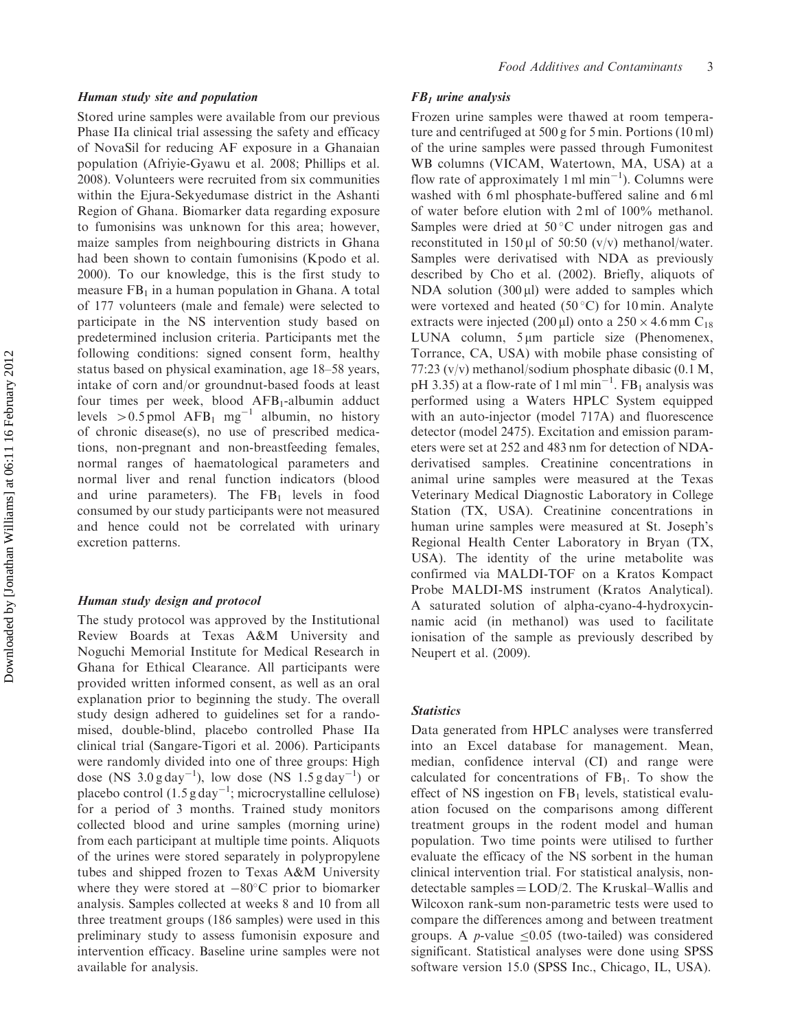### *Human study site and population*

Stored urine samples were available from our previous Phase IIa clinical trial assessing the safety and efficacy of NovaSil for reducing AF exposure in a Ghanaian population (Afriyie-Gyawu et al. 2008; Phillips et al. 2008). Volunteers were recruited from six communities within the Ejura-Sekyedumase district in the Ashanti Region of Ghana. Biomarker data regarding exposure to fumonisins was unknown for this area; however, maize samples from neighbouring districts in Ghana had been shown to contain fumonisins (Kpodo et al. 2000). To our knowledge, this is the first study to measure $FB_1$ in a human population in Ghana. A total of 177 volunteers (male and female) were selected to participate in the NS intervention study based on predetermined inclusion criteria. Participants met the following conditions: signed consent form, healthy status based on physical examination, age 18–58 years, intake of corn and/or groundnut-based foods at least four times per week, blood $AFB_1$-albumin adduct levels $>0.5$ pmol $AFB_1$ $mg^{-1}$ albumin, no history of chronic disease(s), no use of prescribed medications, non-pregnant and non-breastfeeding females, normal ranges of haematological parameters and normal liver and renal function indicators (blood and urine parameters). The $FB_1$ levels in food consumed by our study participants were not measured and hence could not be correlated with urinary excretion patterns.

### *Human study design and protocol*

The study protocol was approved by the Institutional Review Boards at Texas A&M University and Noguchi Memorial Institute for Medical Research in Ghana for Ethical Clearance. All participants were provided written informed consent, as well as an oral explanation prior to beginning the study. The overall study design adhered to guidelines set for a randomised, double-blind, placebo controlled Phase IIa clinical trial (Sangare-Tigori et al. 2006). Participants were randomly divided into one of three groups: High dose (NS 3.0 g $day^{-1}$), low dose (NS 1.5 g $day^{-1}$) or placebo control (1.5 g $day^{-1}$; microcrystalline cellulose) for a period of 3 months. Trained study monitors collected blood and urine samples (morning urine) from each participant at multiple time points. Aliquots of the urines were stored separately in polypropylene tubes and shipped frozen to Texas A&M University where they were stored at $-80$°C prior to biomarker analysis. Samples collected at weeks 8 and 10 from all three treatment groups (186 samples) were used in this preliminary study to assess fumonisin exposure and intervention efficacy. Baseline urine samples were not available for analysis.

### *$FB_1$ urine analysis*

Frozen urine samples were thawed at room temperature and centrifuged at 500 g for 5 min. Portions (10 ml) of the urine samples were passed through Fumonitest WB columns (VICAM, Watertown, MA, USA) at a flow rate of approximately 1 ml $min^{-1}$). Columns were washed with 6 ml phosphate-buffered saline and 6 ml of water before elution with 2 ml of 100% methanol. Samples were dried at 50 °C under nitrogen gas and reconstituted in 150 µl of 50:50 (v/v) methanol/water. Samples were derivatised with NDA as previously described by Cho et al. (2002). Briefly, aliquots of NDA solution (300 µl) were added to samples which were vortexed and heated (50 °C) for 10 min. Analyte extracts were injected (200 µl) onto a $250 \times 4.6$ mm $C_{18}$ LUNA column, 5 µm particle size (Phenomenex, Torrance, CA, USA) with mobile phase consisting of 77:23 (v/v) methanol/sodium phosphate dibasic (0.1 M, pH 3.35) at a flow-rate of 1 ml $min^{-1}$. $FB_1$ analysis was performed using a Waters HPLC System equipped with an auto-injector (model 717A) and fluorescence detector (model 2475). Excitation and emission parameters were set at 252 and 483 nm for detection of NDA-derivatised samples. Creatinine concentrations in animal urine samples were measured at the Texas Veterinary Medical Diagnostic Laboratory in College Station (TX, USA). Creatinine concentrations in human urine samples were measured at St. Joseph's Regional Health Center Laboratory in Bryan (TX, USA). The identity of the urine metabolite was confirmed via MALDI-TOF on a Kratos Kompact Probe MALDI-MS instrument (Kratos Analytical). A saturated solution of alpha-cyano-4-hydroxycinnamic acid (in methanol) was used to facilitate ionisation of the sample as previously described by Neupert et al. (2009).

### *Statistics*

Data generated from HPLC analyses were transferred into an Excel database for management. Mean, median, confidence interval (CI) and range were calculated for concentrations of $FB_1$. To show the effect of NS ingestion on $FB_1$ levels, statistical evaluation focused on the comparisons among different treatment groups in the rodent model and human population. Two time points were utilised to further evaluate the efficacy of the NS sorbent in the human clinical intervention trial. For statistical analysis, non-detectable samples = LOD/2. The Kruskal–Wallis and Wilcoxon rank-sum non-parametric tests were used to compare the differences among and between treatment groups. A $p$-value $\leq 0.05$ (two-tailed) was considered significant. Statistical analyses were done using SPSS software version 15.0 (SPSS Inc., Chicago, IL, USA).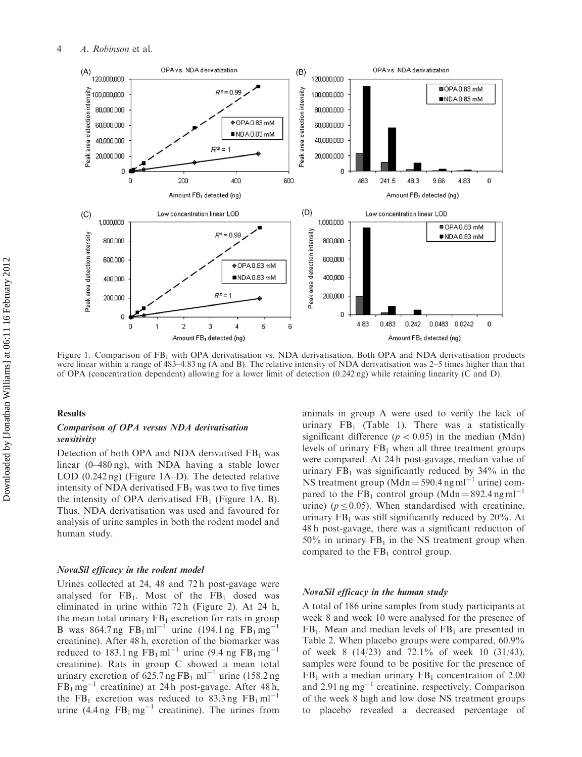Figure 1. Comparison of $FB_1$ with OPA derivatisation vs. NDA derivatisation. Both OPA and NDA derivatisation products were linear within a range of 483–4.83 ng (A and B). The relative intensity of NDA derivatisation was 2–5 times higher than that of OPA (concentration dependent) allowing for a lower limit of detection (0.242 ng) while retaining linearity (C and D).

## Results

### *Comparison of OPA versus NDA derivatisation sensitivity*

Detection of both OPA and NDA derivatised $FB_1$ was linear (0–480 ng), with NDA having a stable lower LOD (0.242 ng) (Figure 1A–D). The detected relative intensity of NDA derivatised $FB_1$ was two to five times the intensity of OPA derivatised $FB_1$ (Figure 1A, B). Thus, NDA derivatisation was used and favoured for analysis of urine samples in both the rodent model and human study.

### *NovaSil efficacy in the rodent model*

Urines collected at 24, 48 and 72 h post-gavage were analysed for $FB_1$. Most of the $FB_1$ dosed was eliminated in urine within 72 h (Figure 2). At 24 h, the mean total urinary $FB_1$ excretion for rats in group B was 864.7 ng $FB_1$ $ml^{-1}$ urine (194.1 ng $FB_1$ $mg^{-1}$ creatinine). After 48 h, excretion of the biomarker was reduced to 183.1 ng $FB_1$ $ml^{-1}$ urine (9.4 ng $FB_1$ $mg^{-1}$ creatinine). Rats in group C showed a mean total urinary excretion of 625.7 ng $FB_1$ $ml^{-1}$ urine (158.2 ng $FB_1$ $mg^{-1}$ creatinine) at 24 h post-gavage. After 48 h, the $FB_1$ excretion was reduced to 83.3 ng $FB_1$ $ml^{-1}$ urine (4.4 ng $FB_1$ $mg^{-1}$ creatinine). The urines from animals in group A were used to verify the lack of urinary $FB_1$ (Table 1). There was a statistically significant difference ($p < 0.05$) in the median (Mdn) levels of urinary $FB_1$ when all three treatment groups were compared. At 24 h post-gavage, median value of urinary $FB_1$ was significantly reduced by 34% in the NS treatment group (Mdn = 590.4 ng $ml^{-1}$ urine) compared to the $FB_1$ control group (Mdn = 892.4 ng $ml^{-1}$ urine) ($p \leq 0.05$). When standardised with creatinine, urinary $FB_1$ was still significantly reduced by 20%. At 48 h post-gavage, there was a significant reduction of 50% in urinary $FB_1$ in the NS treatment group when compared to the $FB_1$ control group.

### *NovaSil efficacy in the human study*

A total of 186 urine samples from study participants at week 8 and week 10 were analysed for the presence of $FB_1$. Mean and median levels of $FB_1$ are presented in Table 2. When placebo groups were compared, 60.9% of week 8 (14/23) and 72.1% of week 10 (31/43), samples were found to be positive for the presence of $FB_1$ with a median urinary $FB_1$ concentration of 2.00 and 2.91 ng $mg^{-1}$ creatinine, respectively. Comparison of the week 8 high and low dose NS treatment groups to placebo revealed a decreased percentage of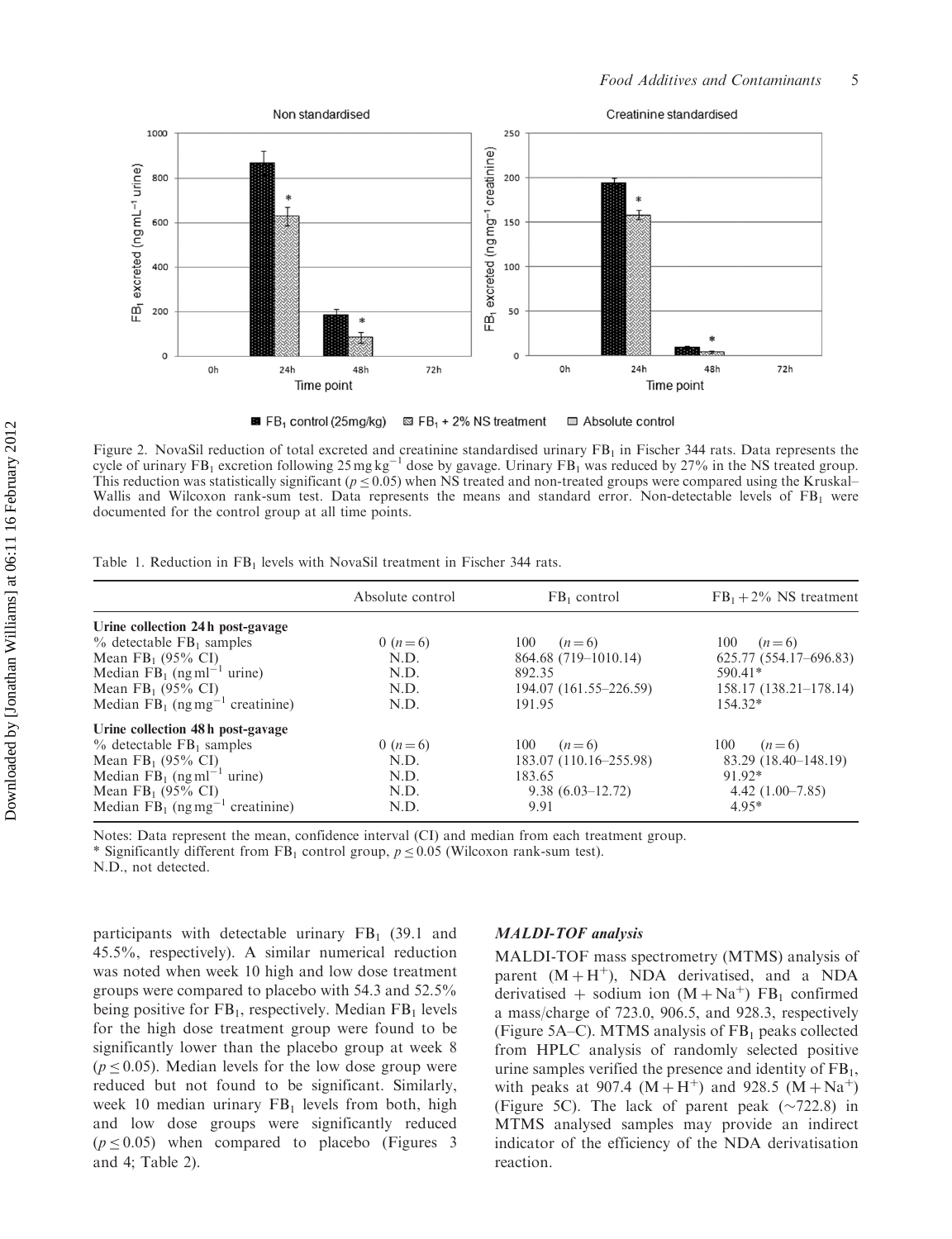Figure 2. NovaSil reduction of total excreted and creatinine standardised urinary $FB_1$ in Fischer 344 rats. Data represents the cycle of urinary $FB_1$ excretion following 25 mg $kg^{-1}$ dose by gavage. Urinary $FB_1$ was reduced by 27% in the NS treated group. This reduction was statistically significant ($p \leq 0.05$) when NS treated and non-treated groups were compared using the Kruskal–Wallis and Wilcoxon rank-sum test. Data represents the means and standard error. Non-detectable levels of $FB_1$ were documented for the control group at all time points.

Table 1. Reduction in $FB_1$ levels with NovaSil treatment in Fischer 344 rats.

| | Absolute control | $FB_1$ control | $FB_1$ + 2% NS treatment |
|---|---|---|---|
| **Urine collection 24 h post-gavage** | | | |
| % detectable $FB_1$ samples | 0 ($n = 6$) | 100 ($n = 6$) | 100 ($n = 6$) |
| Mean $FB_1$ (95% CI) | N.D. | 864.68 (719–1010.14) | 625.77 (554.17–696.83) |
| Median $FB_1$ (ng $ml^{-1}$ urine) | N.D. | 892.35 | 590.41* |
| Mean $FB_1$ (95% CI) | N.D. | 194.07 (161.55–226.59) | 158.17 (138.21–178.14) |
| Median $FB_1$ (ng $mg^{-1}$ creatinine) | N.D. | 191.95 | 154.32* |
| **Urine collection 48 h post-gavage** | | | |
| % detectable $FB_1$ samples | 0 ($n = 6$) | 100 ($n = 6$) | 100 ($n = 6$) |
| Mean $FB_1$ (95% CI) | N.D. | 183.07 (110.16–255.98) | 83.29 (18.40–148.19) |
| Median $FB_1$ (ng $ml^{-1}$ urine) | N.D. | 183.65 | 91.92* |
| Mean $FB_1$ (95% CI) | N.D. | 9.38 (6.03–12.72) | 4.42 (1.00–7.85) |
| Median $FB_1$ (ng $mg^{-1}$ creatinine) | N.D. | 9.91 | 4.95* |

Notes: Data represent the mean, confidence interval (CI) and median from each treatment group.
* Significantly different from $FB_1$ control group, $p \leq 0.05$ (Wilcoxon rank-sum test).
N.D., not detected.

participants with detectable urinary $FB_1$ (39.1 and 45.5%, respectively). A similar numerical reduction was noted when week 10 high and low dose treatment groups were compared to placebo with 54.3 and 52.5% being positive for $FB_1$, respectively. Median $FB_1$ levels for the high dose treatment group were found to be significantly lower than the placebo group at week 8 ($p \leq 0.05$). Median levels for the low dose group were reduced but not found to be significant. Similarly, week 10 median urinary $FB_1$ levels from both, high and low dose groups were significantly reduced ($p \leq 0.05$) when compared to placebo (Figures 3 and 4; Table 2).

### *MALDI-TOF analysis*

MALDI-TOF mass spectrometry (MTMS) analysis of parent ($M + H^+$), NDA derivatised, and a NDA derivatised + sodium ion ($M + Na^+$) $FB_1$ confirmed a mass/charge of 723.0, 906.5, and 928.3, respectively (Figure 5A–C). MTMS analysis of $FB_1$ peaks collected from HPLC analysis of randomly selected positive urine samples verified the presence and identity of $FB_1$, with peaks at 907.4 ($M + H^+$) and 928.5 ($M + Na^+$) (Figure 5C). The lack of parent peak (~722.8) in MTMS analysed samples may provide an indirect indicator of the efficiency of the NDA derivatisation reaction.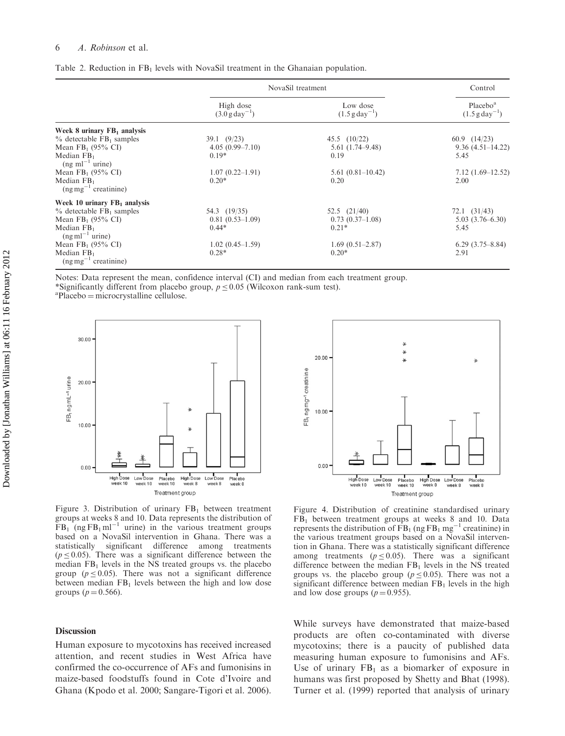Table 2. Reduction in $FB_1$ levels with NovaSil treatment in the Ghanaian population.

| | NovaSil treatment | | Control |
|---|---|---|---|
| | High dose ($3.0\,g\,day^{-1}$) | Low dose ($1.5\,g\,day^{-1}$) | Placebo[a] ($1.5\,g\,day^{-1}$) |
| **Week 8 urinary $FB_1$ analysis** | | | |
| % detectable $FB_1$ samples | 39.1 (9/23) | 45.5 (10/22) | 60.9 (14/23) |
| Mean $FB_1$ (95% CI) | 4.05 (0.99–7.10) | 5.61 (1.74–9.48) | 9.36 (4.51–14.22) |
| Median $FB_1$ ($ng\,ml^{-1}$ urine) | 0.19* | 0.19 | 5.45 |
| Mean $FB_1$ (95% CI) | 1.07 (0.22–1.91) | 5.61 (0.81–10.42) | 7.12 (1.69–12.52) |
| Median $FB_1$ ($ng\,mg^{-1}$ creatinine) | 0.20* | 0.20 | 2.00 |
| **Week 10 urinary $FB_1$ analysis** | | | |
| % detectable $FB_1$ samples | 54.3 (19/35) | 52.5 (21/40) | 72.1 (31/43) |
| Mean $FB_1$ (95% CI) | 0.81 (0.53–1.09) | 0.73 (0.37–1.08) | 5.03 (3.76–6.30) |
| Median $FB_1$ ($ng\,ml^{-1}$ urine) | 0.44* | 0.21* | 5.45 |
| Mean $FB_1$ (95% CI) | 1.02 (0.45–1.59) | 1.69 (0.51–2.87) | 6.29 (3.75–8.84) |
| Median $FB_1$ ($ng\,mg^{-1}$ creatinine) | 0.28* | 0.20* | 2.91 |

Notes: Data represent the mean, confidence interval (CI) and median from each treatment group.
*Significantly different from placebo group, $p \leq 0.05$ (Wilcoxon rank-sum test).
[a]Placebo = microcrystalline cellulose.

Figure 3. Distribution of urinary $FB_1$ between treatment groups at weeks 8 and 10. Data represents the distribution of $FB_1$ ($ng\,FB_1\,ml^{-1}$ urine) in the various treatment groups based on a NovaSil intervention in Ghana. There was a statistically significant difference among treatments ($p \leq 0.05$). There was a significant difference between the median $FB_1$ levels in the NS treated groups vs. the placebo group ($p \leq 0.05$). There was not a significant difference between median $FB_1$ levels between the high and low dose groups ($p = 0.566$).

Figure 4. Distribution of creatinine standardised urinary $FB_1$ between treatment groups at weeks 8 and 10. Data represents the distribution of $FB_1$ ($ng\,FB_1\,mg^{-1}$ creatinine) in the various treatment groups based on a NovaSil intervention in Ghana. There was a statistically significant difference among treatments ($p \leq 0.05$). There was a significant difference between the median $FB_1$ levels in the NS treated groups vs. the placebo group ($p \leq 0.05$). There was not a significant difference between median $FB_1$ levels in the high and low dose groups ($p = 0.955$).

## Discussion

Human exposure to mycotoxins has received increased attention, and recent studies in West Africa have confirmed the co-occurrence of AFs and fumonisins in maize-based foodstuffs found in Cote d'Ivoire and Ghana (Kpodo et al. 2000; Sangare-Tigori et al. 2006). While surveys have demonstrated that maize-based products are often co-contaminated with diverse mycotoxins; there is a paucity of published data measuring human exposure to fumonisins and AFs. Use of urinary $FB_1$ as a biomarker of exposure in humans was first proposed by Shetty and Bhat (1998). Turner et al. (1999) reported that analysis of urinary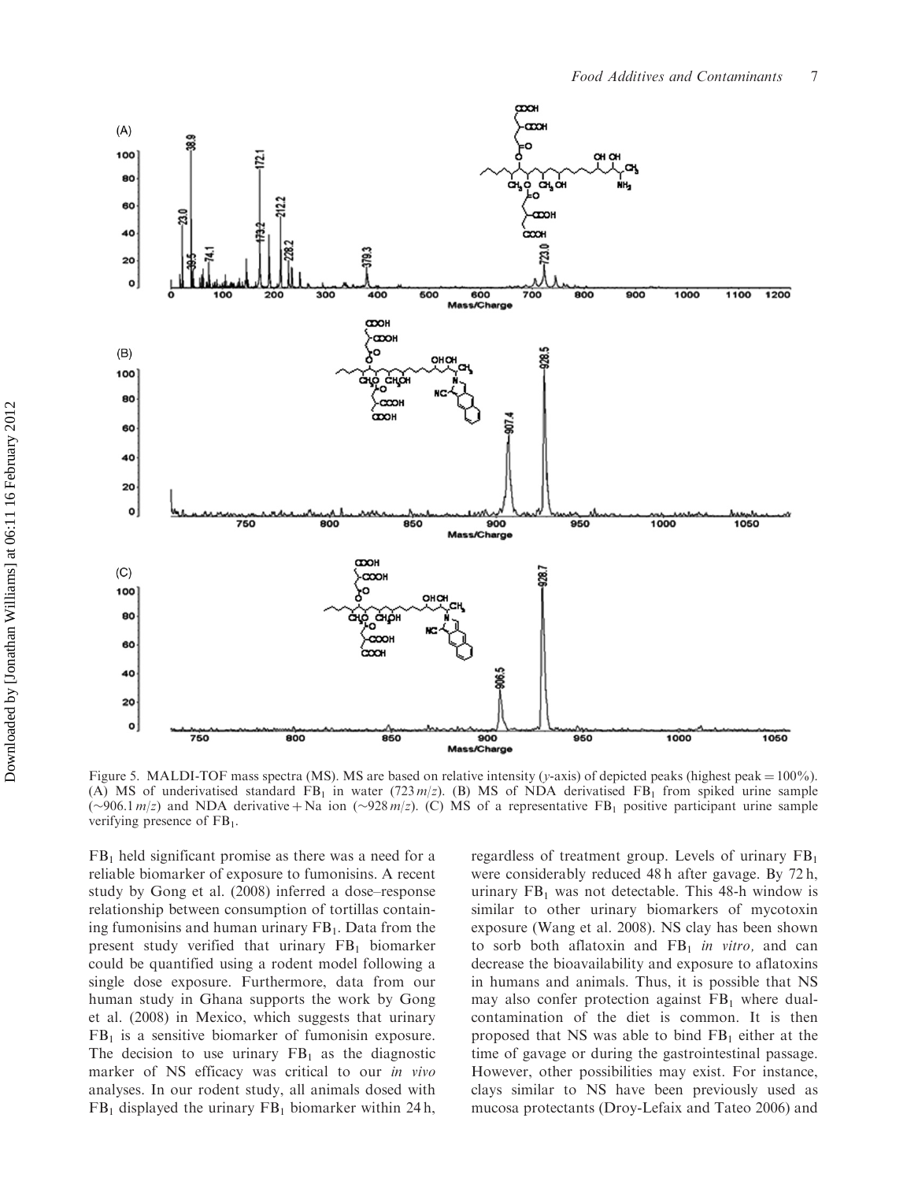Figure 5. MALDI-TOF mass spectra (MS). MS are based on relative intensity (y-axis) of depicted peaks (highest peak = 100%). (A) MS of underivatised standard $FB_1$ in water (723 m/z). (B) MS of NDA derivatised $FB_1$ from spiked urine sample (~906.1 m/z) and NDA derivative + Na ion (~928 m/z). (C) MS of a representative $FB_1$ positive participant urine sample verifying presence of $FB_1$.

$FB_1$ held significant promise as there was a need for a reliable biomarker of exposure to fumonisins. A recent study by Gong et al. (2008) inferred a dose–response relationship between consumption of tortillas containing fumonisins and human urinary $FB_1$. Data from the present study verified that urinary $FB_1$ biomarker could be quantified using a rodent model following a single dose exposure. Furthermore, data from our human study in Ghana supports the work by Gong et al. (2008) in Mexico, which suggests that urinary $FB_1$ is a sensitive biomarker of fumonisin exposure. The decision to use urinary $FB_1$ as the diagnostic marker of NS efficacy was critical to our *in vivo* analyses. In our rodent study, all animals dosed with $FB_1$ displayed the urinary $FB_1$ biomarker within 24 h, regardless of treatment group. Levels of urinary $FB_1$ were considerably reduced 48 h after gavage. By 72 h, urinary $FB_1$ was not detectable. This 48-h window is similar to other urinary biomarkers of mycotoxin exposure (Wang et al. 2008). NS clay has been shown to sorb both aflatoxin and $FB_1$ *in vitro,* and can decrease the bioavailability and exposure to aflatoxins in humans and animals. Thus, it is possible that NS may also confer protection against $FB_1$ where dual-contamination of the diet is common. It is then proposed that NS was able to bind $FB_1$ either at the time of gavage or during the gastrointestinal passage. However, other possibilities may exist. For instance, clays similar to NS have been previously used as mucosa protectants (Droy-Lefaix and Tateo 2006) and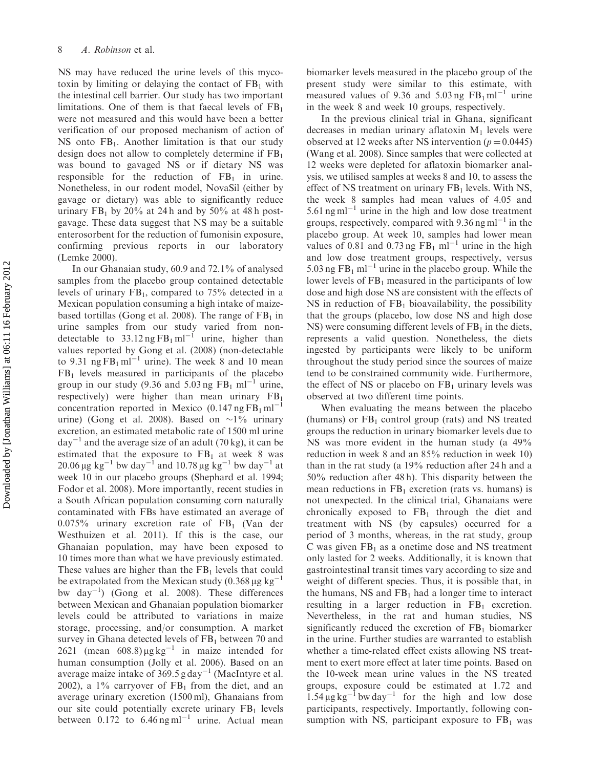NS may have reduced the urine levels of this mycotoxin by limiting or delaying the contact of $FB_1$ with the intestinal cell barrier. Our study has two important limitations. One of them is that faecal levels of $FB_1$ were not measured and this would have been a better verification of our proposed mechanism of action of NS onto $FB_1$. Another limitation is that our study design does not allow to completely determine if $FB_1$ was bound to gavaged NS or if dietary NS was responsible for the reduction of $FB_1$ in urine. Nonetheless, in our rodent model, NovaSil (either by gavage or dietary) was able to significantly reduce urinary $FB_1$ by 20% at 24 h and by 50% at 48 h post-gavage. These data suggest that NS may be a suitable enterosorbent for the reduction of fumonisin exposure, confirming previous reports in our laboratory (Lemke 2000).

In our Ghanaian study, 60.9 and 72.1% of analysed samples from the placebo group contained detectable levels of urinary $FB_1$, compared to 75% detected in a Mexican population consuming a high intake of maize-based tortillas (Gong et al. 2008). The range of $FB_1$ in urine samples from our study varied from non-detectable to 33.12 ng $FB_1$ $ml^{-1}$ urine, higher than values reported by Gong et al. (2008) (non-detectable to 9.31 ng $FB_1$ $ml^{-1}$ urine). The week 8 and 10 mean $FB_1$ levels measured in participants of the placebo group in our study (9.36 and 5.03 ng $FB_1$ $ml^{-1}$ urine, respectively) were higher than mean urinary $FB_1$ concentration reported in Mexico (0.147 ng $FB_1$ $ml^{-1}$ urine) (Gong et al. 2008). Based on ~1% urinary excretion, an estimated metabolic rate of 1500 ml urine $day^{-1}$ and the average size of an adult (70 kg), it can be estimated that the exposure to $FB_1$ at week 8 was 20.06 μg $kg^{-1}$ bw $day^{-1}$ and 10.78 μg $kg^{-1}$ bw $day^{-1}$ at week 10 in our placebo groups (Shephard et al. 1994; Fodor et al. 2008). More importantly, recent studies in a South African population consuming corn naturally contaminated with FBs have estimated an average of 0.075% urinary excretion rate of $FB_1$ (Van der Westhuizen et al. 2011). If this is the case, our Ghanaian population, may have been exposed to 10 times more than what we have previously estimated. These values are higher than the $FB_1$ levels that could be extrapolated from the Mexican study (0.368 μg $kg^{-1}$ bw $day^{-1}$) (Gong et al. 2008). These differences between Mexican and Ghanaian population biomarker levels could be attributed to variations in maize storage, processing, and/or consumption. A market survey in Ghana detected levels of $FB_1$ between 70 and 2621 (mean 608.8) μg $kg^{-1}$ in maize intended for human consumption (Jolly et al. 2006). Based on an average maize intake of 369.5 g $day^{-1}$ (MacIntyre et al. 2002), a 1% carryover of $FB_1$ from the diet, and an average urinary excretion (1500 ml), Ghanaians from our site could potentially excrete urinary $FB_1$ levels between 0.172 to 6.46 ng $ml^{-1}$ urine. Actual mean biomarker levels measured in the placebo group of the present study were similar to this estimate, with measured values of 9.36 and 5.03 ng $FB_1$ $ml^{-1}$ urine in the week 8 and week 10 groups, respectively.

In the previous clinical trial in Ghana, significant decreases in median urinary aflatoxin $M_1$ levels were observed at 12 weeks after NS intervention ($p = 0.0445$) (Wang et al. 2008). Since samples that were collected at 12 weeks were depleted for aflatoxin biomarker analysis, we utilised samples at weeks 8 and 10, to assess the effect of NS treatment on urinary $FB_1$ levels. With NS, the week 8 samples had mean values of 4.05 and 5.61 ng $ml^{-1}$ urine in the high and low dose treatment groups, respectively, compared with 9.36 ng $ml^{-1}$ in the placebo group. At week 10, samples had lower mean values of 0.81 and 0.73 ng $FB_1$ $ml^{-1}$ urine in the high and low dose treatment groups, respectively, versus 5.03 ng $FB_1$ $ml^{-1}$ urine in the placebo group. While the lower levels of $FB_1$ measured in the participants of low dose and high dose NS are consistent with the effects of NS in reduction of $FB_1$ bioavailability, the possibility that the groups (placebo, low dose NS and high dose NS) were consuming different levels of $FB_1$ in the diets, represents a valid question. Nonetheless, the diets ingested by participants were likely to be uniform throughout the study period since the sources of maize tend to be constrained community wide. Furthermore, the effect of NS or placebo on $FB_1$ urinary levels was observed at two different time points.

When evaluating the means between the placebo (humans) or $FB_1$ control group (rats) and NS treated groups the reduction in urinary biomarker levels due to NS was more evident in the human study (a 49% reduction in week 8 and an 85% reduction in week 10) than in the rat study (a 19% reduction after 24 h and a 50% reduction after 48 h). This disparity between the mean reductions in $FB_1$ excretion (rats vs. humans) is not unexpected. In the clinical trial, Ghanaians were chronically exposed to $FB_1$ through the diet and treatment with NS (by capsules) occurred for a period of 3 months, whereas, in the rat study, group C was given $FB_1$ as a onetime dose and NS treatment only lasted for 2 weeks. Additionally, it is known that gastrointestinal transit times vary according to size and weight of different species. Thus, it is possible that, in the humans, NS and $FB_1$ had a longer time to interact resulting in a larger reduction in $FB_1$ excretion. Nevertheless, in the rat and human studies, NS significantly reduced the excretion of $FB_1$ biomarker in the urine. Further studies are warranted to establish whether a time-related effect exists allowing NS treatment to exert more effect at later time points. Based on the 10-week mean urine values in the NS treated groups, exposure could be estimated at 1.72 and 1.54 μg $kg^{-1}$ bw $day^{-1}$ for the high and low dose participants, respectively. Importantly, following consumption with NS, participant exposure to $FB_1$ was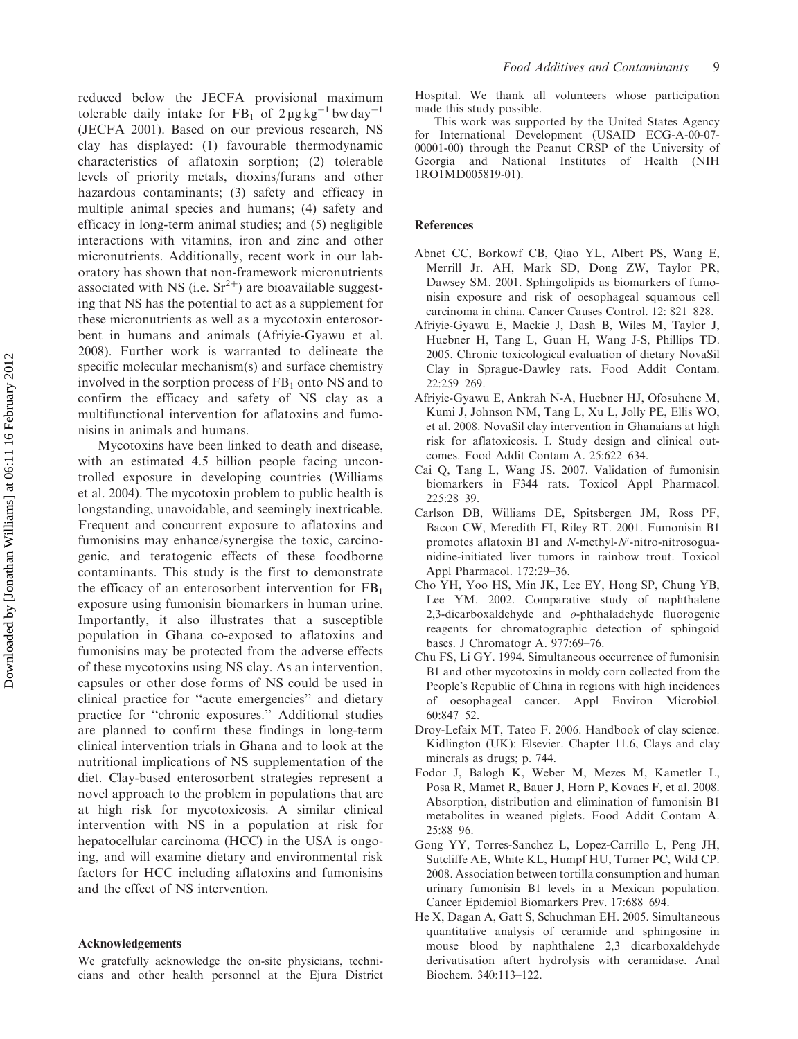reduced below the JECFA provisional maximum tolerable daily intake for $FB_1$ of $2\,\mu g\,kg^{-1}\,bw\,day^{-1}$ (JECFA 2001). Based on our previous research, NS clay has displayed: (1) favourable thermodynamic characteristics of aflatoxin sorption; (2) tolerable levels of priority metals, dioxins/furans and other hazardous contaminants; (3) safety and efficacy in multiple animal species and humans; (4) safety and efficacy in long-term animal studies; and (5) negligible interactions with vitamins, iron and zinc and other micronutrients. Additionally, recent work in our laboratory has shown that non-framework micronutrients associated with NS (i.e. $Sr^{2+}$) are bioavailable suggesting that NS has the potential to act as a supplement for these micronutrients as well as a mycotoxin enterosorbent in humans and animals (Afriyie-Gyawu et al. 2008). Further work is warranted to delineate the specific molecular mechanism(s) and surface chemistry involved in the sorption process of $FB_1$ onto NS and to confirm the efficacy and safety of NS clay as a multifunctional intervention for aflatoxins and fumonisins in animals and humans.

Mycotoxins have been linked to death and disease, with an estimated 4.5 billion people facing uncontrolled exposure in developing countries (Williams et al. 2004). The mycotoxin problem to public health is longstanding, unavoidable, and seemingly inextricable. Frequent and concurrent exposure to aflatoxins and fumonisins may enhance/synergise the toxic, carcinogenic, and teratogenic effects of these foodborne contaminants. This study is the first to demonstrate the efficacy of an enterosorbent intervention for $FB_1$ exposure using fumonisin biomarkers in human urine. Importantly, it also illustrates that a susceptible population in Ghana co-exposed to aflatoxins and fumonisins may be protected from the adverse effects of these mycotoxins using NS clay. As an intervention, capsules or other dose forms of NS could be used in clinical practice for ''acute emergencies'' and dietary practice for ''chronic exposures.'' Additional studies are planned to confirm these findings in long-term clinical intervention trials in Ghana and to look at the nutritional implications of NS supplementation of the diet. Clay-based enterosorbent strategies represent a novel approach to the problem in populations that are at high risk for mycotoxicosis. A similar clinical intervention with NS in a population at risk for hepatocellular carcinoma (HCC) in the USA is ongoing, and will examine dietary and environmental risk factors for HCC including aflatoxins and fumonisins and the effect of NS intervention.

## Acknowledgements

We gratefully acknowledge the on-site physicians, technicians and other health personnel at the Ejura District Hospital. We thank all volunteers whose participation made this study possible.

This work was supported by the United States Agency for International Development (USAID ECG-A-00-07-00001-00) through the Peanut CRSP of the University of Georgia and National Institutes of Health (NIH 1RO1MD005819-01).

## References

Abnet CC, Borkowf CB, Qiao YL, Albert PS, Wang E, Merrill Jr. AH, Mark SD, Dong ZW, Taylor PR, Dawsey SM. 2001. Sphingolipids as biomarkers of fumonisin exposure and risk of oesophageal squamous cell carcinoma in china. Cancer Causes Control. 12: 821–828.

Afriyie-Gyawu E, Mackie J, Dash B, Wiles M, Taylor J, Huebner H, Tang L, Guan H, Wang J-S, Phillips TD. 2005. Chronic toxicological evaluation of dietary NovaSil Clay in Sprague-Dawley rats. Food Addit Contam. 22:259–269.

Afriyie-Gyawu E, Ankrah N-A, Huebner HJ, Ofosuhene M, Kumi J, Johnson NM, Tang L, Xu L, Jolly PE, Ellis WO, et al. 2008. NovaSil clay intervention in Ghanaians at high risk for aflatoxicosis. I. Study design and clinical outcomes. Food Addit Contam A. 25:622–634.

Cai Q, Tang L, Wang JS. 2007. Validation of fumonisin biomarkers in F344 rats. Toxicol Appl Pharmacol. 225:28–39.

Carlson DB, Williams DE, Spitsbergen JM, Ross PF, Bacon CW, Meredith FI, Riley RT. 2001. Fumonisin B1 promotes aflatoxin B1 and *N*-methyl-*N*′-nitro-nitrosoguanidine-initiated liver tumors in rainbow trout. Toxicol Appl Pharmacol. 172:29–36.

Cho YH, Yoo HS, Min JK, Lee EY, Hong SP, Chung YB, Lee YM. 2002. Comparative study of naphthalene 2,3-dicarboxaldehyde and *o*-phthaladehyde fluorogenic reagents for chromatographic detection of sphingoid bases. J Chromatogr A. 977:69–76.

Chu FS, Li GY. 1994. Simultaneous occurrence of fumonisin B1 and other mycotoxins in moldy corn collected from the People's Republic of China in regions with high incidences of oesophageal cancer. Appl Environ Microbiol. 60:847–52.

Droy-Lefaix MT, Tateo F. 2006. Handbook of clay science. Kidlington (UK): Elsevier. Chapter 11.6, Clays and clay minerals as drugs; p. 744.

Fodor J, Balogh K, Weber M, Mezes M, Kametler L, Posa R, Mamet R, Bauer J, Horn P, Kovacs F, et al. 2008. Absorption, distribution and elimination of fumonisin B1 metabolites in weaned piglets. Food Addit Contam A. 25:88–96.

Gong YY, Torres-Sanchez L, Lopez-Carrillo L, Peng JH, Sutcliffe AE, White KL, Humpf HU, Turner PC, Wild CP. 2008. Association between tortilla consumption and human urinary fumonisin B1 levels in a Mexican population. Cancer Epidemiol Biomarkers Prev. 17:688–694.

He X, Dagan A, Gatt S, Schuchman EH. 2005. Simultaneous quantitative analysis of ceramide and sphingosine in mouse blood by naphthalene 2,3 dicarboxaldehyde derivatisation aftert hydrolysis with ceramidase. Anal Biochem. 340:113–122.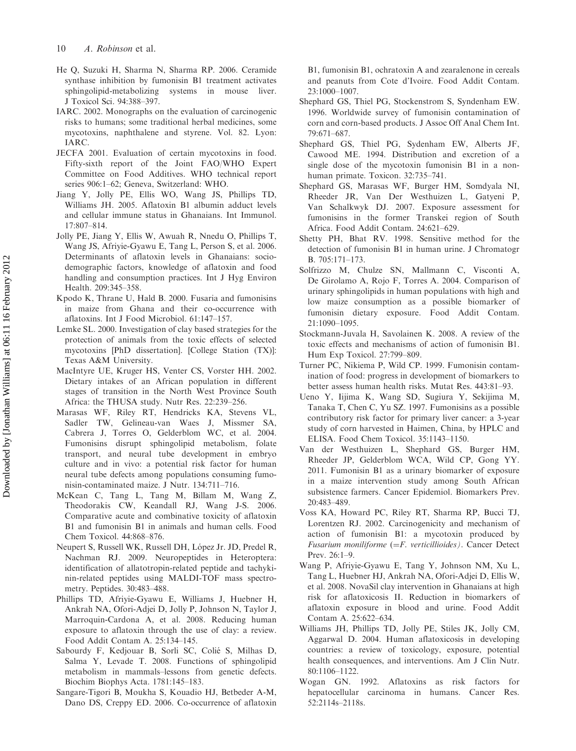He Q, Suzuki H, Sharma N, Sharma RP. 2006. Ceramide synthase inhibition by fumonisin B1 treatment activates sphingolipid-metabolizing systems in mouse liver. J Toxicol Sci. 94:388–397.

IARC. 2002. Monographs on the evaluation of carcinogenic risks to humans; some traditional herbal medicines, some mycotoxins, naphthalene and styrene. Vol. 82. Lyon: IARC.

JECFA 2001. Evaluation of certain mycotoxins in food. Fifty-sixth report of the Joint FAO/WHO Expert Committee on Food Additives. WHO technical report series 906:1–62; Geneva, Switzerland: WHO.

Jiang Y, Jolly PE, Ellis WO, Wang JS, Phillips TD, Williams JH. 2005. Aflatoxin B1 albumin adduct levels and cellular immune status in Ghanaians. Int Immunol. 17:807–814.

Jolly PE, Jiang Y, Ellis W, Awuah R, Nnedu O, Phillips T, Wang JS, Afriyie-Gyawu E, Tang L, Person S, et al. 2006. Determinants of aflatoxin levels in Ghanaians: sociodemographic factors, knowledge of aflatoxin and food handling and consumption practices. Int J Hyg Environ Health. 209:345–358.

Kpodo K, Thrane U, Hald B. 2000. Fusaria and fumonisins in maize from Ghana and their co-occurrence with aflatoxins. Int J Food Microbiol. 61:147–157.

Lemke SL. 2000. Investigation of clay based strategies for the protection of animals from the toxic effects of selected mycotoxins [PhD dissertation]. [College Station (TX)]: Texas A&M University.

MacIntyre UE, Kruger HS, Venter CS, Vorster HH. 2002. Dietary intakes of an African population in different stages of transition in the North West Province South Africa: the THUSA study. Nutr Res. 22:239–256.

Marasas WF, Riley RT, Hendricks KA, Stevens VL, Sadler TW, Gelineau-van Waes J, Missmer SA, Cabrera J, Torres O, Gelderblom WC, et al. 2004. Fumonisins disrupt sphingolipid metabolism, folate transport, and neural tube development in embryo culture and in vivo: a potential risk factor for human neural tube defects among populations consuming fumonisin-contaminated maize. J Nutr. 134:711–716.

McKean C, Tang L, Tang M, Billam M, Wang Z, Theodorakis CW, Keandall RJ, Wang J-S. 2006. Comparative acute and combinative toxicity of aflatoxin B1 and fumonisin B1 in animals and human cells. Food Chem Toxicol. 44:868–876.

Neupert S, Russell WK, Russell DH, López Jr. JD, Predel R, Nachman RJ. 2009. Neuropeptides in Heteroptera: identification of allatotropin-related peptide and tachykinin-related peptides using MALDI-TOF mass spectrometry. Peptides. 30:483–488.

Phillips TD, Afriyie-Gyawu E, Williams J, Huebner H, Ankrah NA, Ofori-Adjei D, Jolly P, Johnson N, Taylor J, Marroquin-Cardona A, et al. 2008. Reducing human exposure to aflatoxin through the use of clay: a review. Food Addit Contam A. 25:134–145.

Sabourdy F, Kedjouar B, Sorli SC, Colié S, Milhas D, Salma Y, Levade T. 2008. Functions of sphingolipid metabolism in mammals–lessons from genetic defects. Biochim Biophys Acta. 1781:145–183.

Sangare-Tigori B, Moukha S, Kouadio HJ, Betbeder A-M, Dano DS, Creppy ED. 2006. Co-occurrence of aflatoxin B1, fumonisin B1, ochratoxin A and zearalenone in cereals and peanuts from Cote d'Ivoire. Food Addit Contam. 23:1000–1007.

Shephard GS, Thiel PG, Stockenstrom S, Syndenham EW. 1996. Worldwide survey of fumonisin contamination of corn and corn-based products. J Assoc Off Anal Chem Int. 79:671–687.

Shephard GS, Thiel PG, Sydenham EW, Alberts JF, Cawood ME. 1994. Distribution and excretion of a single dose of the mycotoxin fumonisin B1 in a non-human primate. Toxicon. 32:735–741.

Shephard GS, Marasas WF, Burger HM, Somdyala NI, Rheeder JR, Van Der Westhuizen L, Gatyeni P, Van Schalkwyk DJ. 2007. Exposure assessment for fumonisins in the former Transkei region of South Africa. Food Addit Contam. 24:621–629.

Shetty PH, Bhat RV. 1998. Sensitive method for the detection of fumonisin B1 in human urine. J Chromatogr B. 705:171–173.

Solfrizzo M, Chulze SN, Mallmann C, Visconti A, De Girolamo A, Rojo F, Torres A. 2004. Comparison of urinary sphingolipids in human populations with high and low maize consumption as a possible biomarker of fumonisin dietary exposure. Food Addit Contam. 21:1090–1095.

Stockmann-Juvala H, Savolainen K. 2008. A review of the toxic effects and mechanisms of action of fumonisin B1. Hum Exp Toxicol. 27:799–809.

Turner PC, Nikiema P, Wild CP. 1999. Fumonisin contamination of food: progress in development of biomarkers to better assess human health risks. Mutat Res. 443:81–93.

Ueno Y, Iijima K, Wang SD, Sugiura Y, Sekijima M, Tanaka T, Chen C, Yu SZ. 1997. Fumonisins as a possible contributory risk factor for primary liver cancer: a 3-year study of corn harvested in Haimen, China, by HPLC and ELISA. Food Chem Toxicol. 35:1143–1150.

Van der Westhuizen L, Shephard GS, Burger HM, Rheeder JP, Gelderblom WCA, Wild CP, Gong YY. 2011. Fumonisin B1 as a urinary biomarker of exposure in a maize intervention study among South African subsistence farmers. Cancer Epidemiol. Biomarkers Prev. 20:483–489.

Voss KA, Howard PC, Riley RT, Sharma RP, Bucci TJ, Lorentzen RJ. 2002. Carcinogenicity and mechanism of action of fumonisin B1: a mycotoxin produced by *Fusarium moniliforme* (=*F. verticillioides*). Cancer Detect Prev. 26:1–9.

Wang P, Afriyie-Gyawu E, Tang Y, Johnson NM, Xu L, Tang L, Huebner HJ, Ankrah NA, Ofori-Adjei D, Ellis W, et al. 2008. NovaSil clay intervention in Ghanaians at high risk for aflatoxicosis II. Reduction in biomarkers of aflatoxin exposure in blood and urine. Food Addit Contam A. 25:622–634.

Williams JH, Phillips TD, Jolly PE, Stiles JK, Jolly CM, Aggarwal D. 2004. Human aflatoxicosis in developing countries: a review of toxicology, exposure, potential health consequences, and interventions. Am J Clin Nutr. 80:1106–1122.

Wogan GN. 1992. Aflatoxins as risk factors for hepatocellular carcinoma in humans. Cancer Res. 52:2114s–2118s.